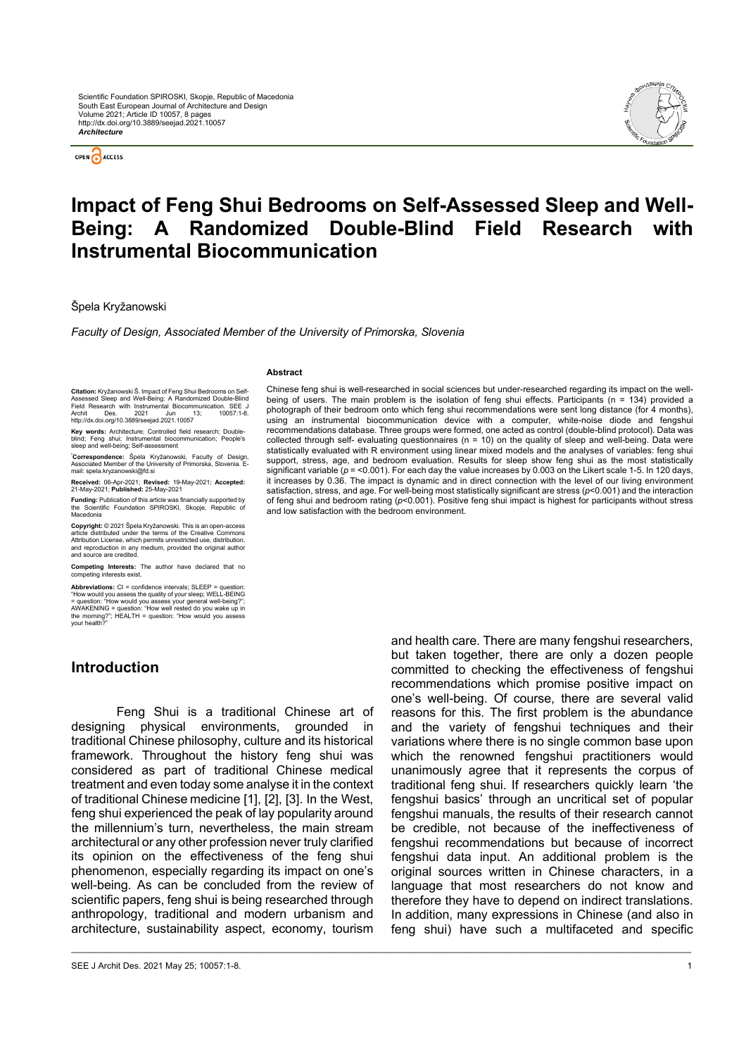Scientific Foundation SPIROSKI, Skopje, Republic of Macedonia
South East European Journal of Architecture and Design
Volume 2021; Article ID 10057, 8 pages
http://dx.doi.org/10.3889/seejad.2021.10057
***Architecture***

OPEN ACCESS

# Impact of Feng Shui Bedrooms on Self-Assessed Sleep and Well-Being: A Randomized Double-Blind Field Research with Instrumental Biocommunication

Špela Kryžanowski

*Faculty of Design, Associated Member of the University of Primorska, Slovenia*

**Citation:** Kryžanowski Š. Impact of Feng Shui Bedrooms on Self-Assessed Sleep and Well-Being: A Randomized Double-Blind Field Research with Instrumental Biocommunication. SEE J Archit Des. 2021 Jun 13; 10057:1-8. http://dx.doi.org/10.3889/seejad.2021.10057

**Key words:** Architecture; Controlled field research; Double-blind; Feng shui; Instrumental biocommunication; People's sleep and well-being; Self-assessment

**\*Correspondence:** Špela Kryžanowski, Faculty of Design, Associated Member of the University of Primorska, Slovenia. E-mail: spela.kryzanowski@fd.si

**Received:** 06-Apr-2021; **Revised:** 19-May-2021; **Accepted:** 21-May-2021; **Published:** 25-May-2021

**Funding:** Publication of this article was financially supported by the Scientific Foundation SPIROSKI, Skopje, Republic of Macedonia

**Copyright:** © 2021 Špela Kryžanowski. This is an open-access article distributed under the terms of the Creative Commons Attribution License, which permits unrestricted use, distribution, and reproduction in any medium, provided the original author and source are credited.

**Competing Interests:** The author have declared that no competing interests exist.

**Abbreviations:** CI = confidence intervals; SLEEP = question: "How would you assess the quality of your sleep; WELL-BEING = question: "How would you assess your general well-being?"; AWAKENING = question: "How well rested do you wake up in the morning?"; HEALTH = question: "How would you assess your health?"

**Abstract**

Chinese feng shui is well-researched in social sciences but under-researched regarding its impact on the well-being of users. The main problem is the isolation of feng shui effects. Participants (n = 134) provided a photograph of their bedroom onto which feng shui recommendations were sent long distance (for 4 months), using an instrumental biocommunication device with a computer, white-noise diode and fengshui recommendations database. Three groups were formed, one acted as control (double-blind protocol). Data was collected through self- evaluating questionnaires (n = 10) on the quality of sleep and well-being. Data were statistically evaluated with R environment using linear mixed models and the analyses of variables: feng shui support, stress, age, and bedroom evaluation. Results for sleep show feng shui as the most statistically significant variable ($p$ = <0.001). For each day the value increases by 0.003 on the Likert scale 1-5. In 120 days, it increases by 0.36. The impact is dynamic and in direct connection with the level of our living environment satisfaction, stress, and age. For well-being most statistically significant are stress ($p$<0.001) and the interaction of feng shui and bedroom rating ($p$<0.001). Positive feng shui impact is highest for participants without stress and low satisfaction with the bedroom environment.

## Introduction

Feng Shui is a traditional Chinese art of designing physical environments, grounded in traditional Chinese philosophy, culture and its historical framework. Throughout the history feng shui was considered as part of traditional Chinese medical treatment and even today some analyse it in the context of traditional Chinese medicine [1], [2], [3]. In the West, feng shui experienced the peak of lay popularity around the millennium's turn, nevertheless, the main stream architectural or any other profession never truly clarified its opinion on the effectiveness of the feng shui phenomenon, especially regarding its impact on one's well-being. As can be concluded from the review of scientific papers, feng shui is being researched through anthropology, traditional and modern urbanism and architecture, sustainability aspect, economy, tourism and health care. There are many fengshui researchers, but taken together, there are only a dozen people committed to checking the effectiveness of fengshui recommendations which promise positive impact on one's well-being. Of course, there are several valid reasons for this. The first problem is the abundance and the variety of fengshui techniques and their variations where there is no single common base upon which the renowned fengshui practitioners would unanimously agree that it represents the corpus of traditional feng shui. If researchers quickly learn 'the fengshui basics' through an uncritical set of popular fengshui manuals, the results of their research cannot be credible, not because of the ineffectiveness of fengshui recommendations but because of incorrect fengshui data input. An additional problem is the original sources written in Chinese characters, in a language that most researchers do not know and therefore they have to depend on indirect translations. In addition, many expressions in Chinese (and also in feng shui) have such a multifaceted and specific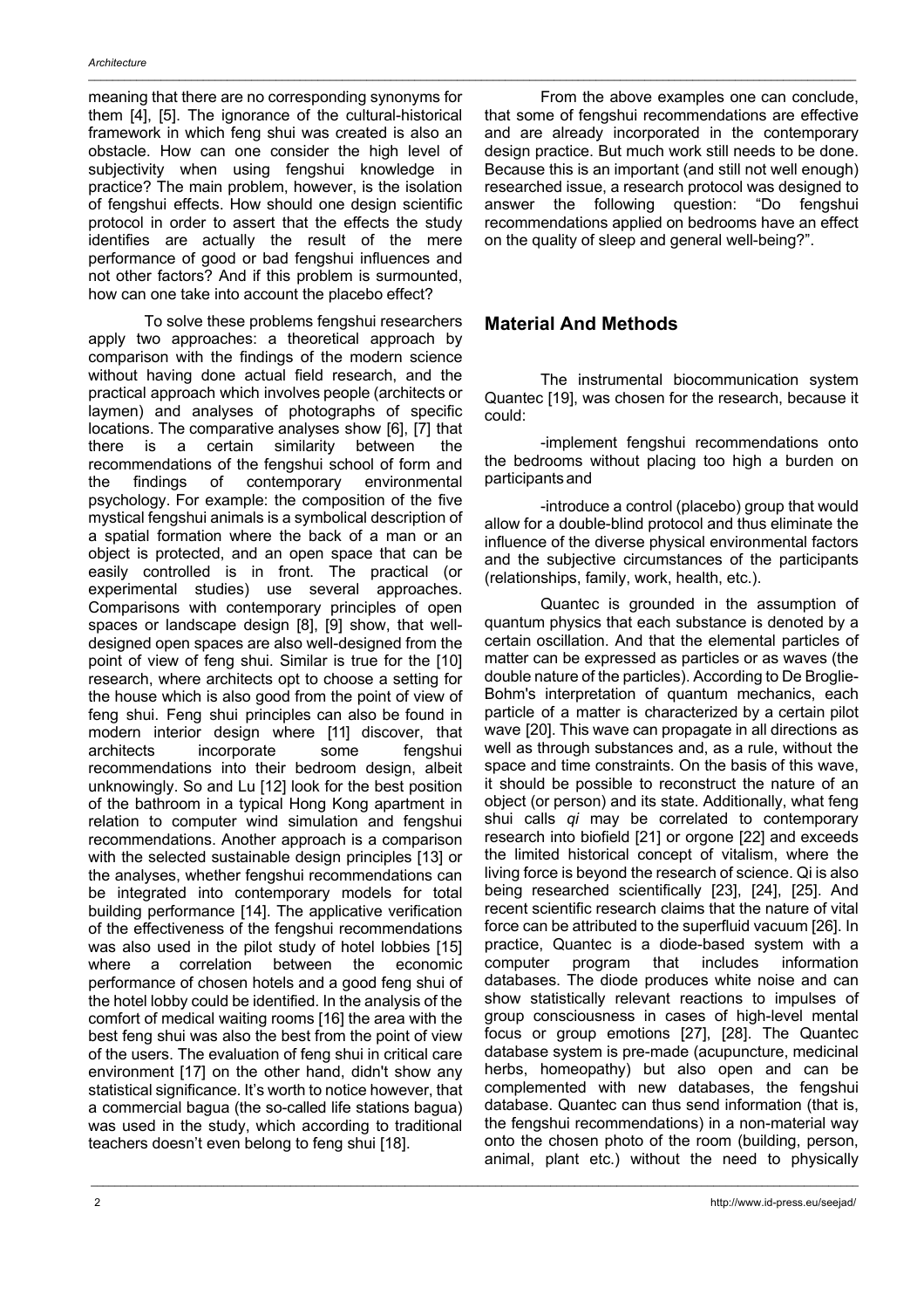meaning that there are no corresponding synonyms for them [4], [5]. The ignorance of the cultural-historical framework in which feng shui was created is also an obstacle. How can one consider the high level of subjectivity when using fengshui knowledge in practice? The main problem, however, is the isolation of fengshui effects. How should one design scientific protocol in order to assert that the effects the study identifies are actually the result of the mere performance of good or bad fengshui influences and not other factors? And if this problem is surmounted, how can one take into account the placebo effect?

To solve these problems fengshui researchers apply two approaches: a theoretical approach by comparison with the findings of the modern science without having done actual field research, and the practical approach which involves people (architects or laymen) and analyses of photographs of specific locations. The comparative analyses show [6], [7] that there is a certain similarity between the recommendations of the fengshui school of form and the findings of contemporary environmental psychology. For example: the composition of the five mystical fengshui animals is a symbolical description of a spatial formation where the back of a man or an object is protected, and an open space that can be easily controlled is in front. The practical (or experimental studies) use several approaches. Comparisons with contemporary principles of open spaces or landscape design [8], [9] show, that well-designed open spaces are also well-designed from the point of view of feng shui. Similar is true for the [10] research, where architects opt to choose a setting for the house which is also good from the point of view of feng shui. Feng shui principles can also be found in modern interior design where [11] discover, that architects incorporate some fengshui recommendations into their bedroom design, albeit unknowingly. So and Lu [12] look for the best position of the bathroom in a typical Hong Kong apartment in relation to computer wind simulation and fengshui recommendations. Another approach is a comparison with the selected sustainable design principles [13] or the analyses, whether fengshui recommendations can be integrated into contemporary models for total building performance [14]. The applicative verification of the effectiveness of the fengshui recommendations was also used in the pilot study of hotel lobbies [15] where a correlation between the economic performance of chosen hotels and a good feng shui of the hotel lobby could be identified. In the analysis of the comfort of medical waiting rooms [16] the area with the best feng shui was also the best from the point of view of the users. The evaluation of feng shui in critical care environment [17] on the other hand, didn't show any statistical significance. It's worth to notice however, that a commercial bagua (the so-called life stations bagua) was used in the study, which according to traditional teachers doesn't even belong to feng shui [18].

From the above examples one can conclude, that some of fengshui recommendations are effective and are already incorporated in the contemporary design practice. But much work still needs to be done. Because this is an important (and still not well enough) researched issue, a research protocol was designed to answer the following question: "Do fengshui recommendations applied on bedrooms have an effect on the quality of sleep and general well-being?".

## Material And Methods

The instrumental biocommunication system Quantec [19], was chosen for the research, because it could:

-implement fengshui recommendations onto the bedrooms without placing too high a burden on participants and

-introduce a control (placebo) group that would allow for a double-blind protocol and thus eliminate the influence of the diverse physical environmental factors and the subjective circumstances of the participants (relationships, family, work, health, etc.).

Quantec is grounded in the assumption of quantum physics that each substance is denoted by a certain oscillation. And that the elemental particles of matter can be expressed as particles or as waves (the double nature of the particles). According to De Broglie-Bohm's interpretation of quantum mechanics, each particle of a matter is characterized by a certain pilot wave [20]. This wave can propagate in all directions as well as through substances and, as a rule, without the space and time constraints. On the basis of this wave, it should be possible to reconstruct the nature of an object (or person) and its state. Additionally, what feng shui calls *qi* may be correlated to contemporary research into biofield [21] or orgone [22] and exceeds the limited historical concept of vitalism, where the living force is beyond the research of science. Qi is also being researched scientifically [23], [24], [25]. And recent scientific research claims that the nature of vital force can be attributed to the superfluid vacuum [26]. In practice, Quantec is a diode-based system with a computer program that includes information databases. The diode produces white noise and can show statistically relevant reactions to impulses of group consciousness in cases of high-level mental focus or group emotions [27], [28]. The Quantec database system is pre-made (acupuncture, medicinal herbs, homeopathy) but also open and can be complemented with new databases, the fengshui database. Quantec can thus send information (that is, the fengshui recommendations) in a non-material way onto the chosen photo of the room (building, person, animal, plant etc.) without the need to physically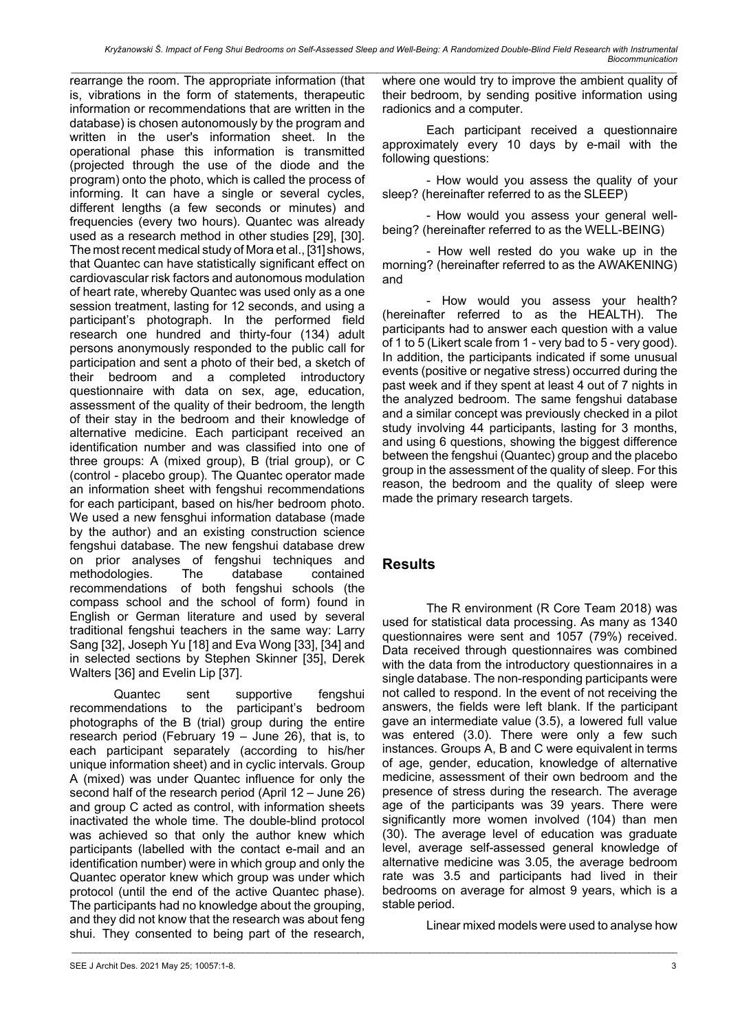rearrange the room. The appropriate information (that is, vibrations in the form of statements, therapeutic information or recommendations that are written in the database) is chosen autonomously by the program and written in the user's information sheet. In the operational phase this information is transmitted (projected through the use of the diode and the program) onto the photo, which is called the process of informing. It can have a single or several cycles, different lengths (a few seconds or minutes) and frequencies (every two hours). Quantec was already used as a research method in other studies [29], [30]. The most recent medical study of Mora et al., [31] shows, that Quantec can have statistically significant effect on cardiovascular risk factors and autonomous modulation of heart rate, whereby Quantec was used only as a one session treatment, lasting for 12 seconds, and using a participant's photograph. In the performed field research one hundred and thirty-four (134) adult persons anonymously responded to the public call for participation and sent a photo of their bed, a sketch of their bedroom and a completed introductory questionnaire with data on sex, age, education, assessment of the quality of their bedroom, the length of their stay in the bedroom and their knowledge of alternative medicine. Each participant received an identification number and was classified into one of three groups: A (mixed group), B (trial group), or C (control - placebo group). The Quantec operator made an information sheet with fengshui recommendations for each participant, based on his/her bedroom photo. We used a new fensghui information database (made by the author) and an existing construction science fengshui database. The new fengshui database drew on prior analyses of fengshui techniques and methodologies. The database contained recommendations of both fengshui schools (the compass school and the school of form) found in English or German literature and used by several traditional fengshui teachers in the same way: Larry Sang [32], Joseph Yu [18] and Eva Wong [33], [34] and in selected sections by Stephen Skinner [35], Derek Walters [36] and Evelin Lip [37].

Quantec sent supportive fengshui recommendations to the participant's bedroom photographs of the B (trial) group during the entire research period (February 19 – June 26), that is, to each participant separately (according to his/her unique information sheet) and in cyclic intervals. Group A (mixed) was under Quantec influence for only the second half of the research period (April 12 – June 26) and group C acted as control, with information sheets inactivated the whole time. The double-blind protocol was achieved so that only the author knew which participants (labelled with the contact e-mail and an identification number) were in which group and only the Quantec operator knew which group was under which protocol (until the end of the active Quantec phase). The participants had no knowledge about the grouping, and they did not know that the research was about feng shui. They consented to being part of the research, where one would try to improve the ambient quality of their bedroom, by sending positive information using radionics and a computer.

Each participant received a questionnaire approximately every 10 days by e-mail with the following questions:

- How would you assess the quality of your sleep? (hereinafter referred to as the SLEEP)

- How would you assess your general well-being? (hereinafter referred to as the WELL-BEING)

- How well rested do you wake up in the morning? (hereinafter referred to as the AWAKENING) and

- How would you assess your health? (hereinafter referred to as the HEALTH). The participants had to answer each question with a value of 1 to 5 (Likert scale from 1 - very bad to 5 - very good). In addition, the participants indicated if some unusual events (positive or negative stress) occurred during the past week and if they spent at least 4 out of 7 nights in the analyzed bedroom. The same fengshui database and a similar concept was previously checked in a pilot study involving 44 participants, lasting for 3 months, and using 6 questions, showing the biggest difference between the fengshui (Quantec) group and the placebo group in the assessment of the quality of sleep. For this reason, the bedroom and the quality of sleep were made the primary research targets.

## Results

The R environment (R Core Team 2018) was used for statistical data processing. As many as 1340 questionnaires were sent and 1057 (79%) received. Data received through questionnaires was combined with the data from the introductory questionnaires in a single database. The non-responding participants were not called to respond. In the event of not receiving the answers, the fields were left blank. If the participant gave an intermediate value (3.5), a lowered full value was entered (3.0). There were only a few such instances. Groups A, B and C were equivalent in terms of age, gender, education, knowledge of alternative medicine, assessment of their own bedroom and the presence of stress during the research. The average age of the participants was 39 years. There were significantly more women involved (104) than men (30). The average level of education was graduate level, average self-assessed general knowledge of alternative medicine was 3.05, the average bedroom rate was 3.5 and participants had lived in their bedrooms on average for almost 9 years, which is a stable period.

Linear mixed models were used to analyse how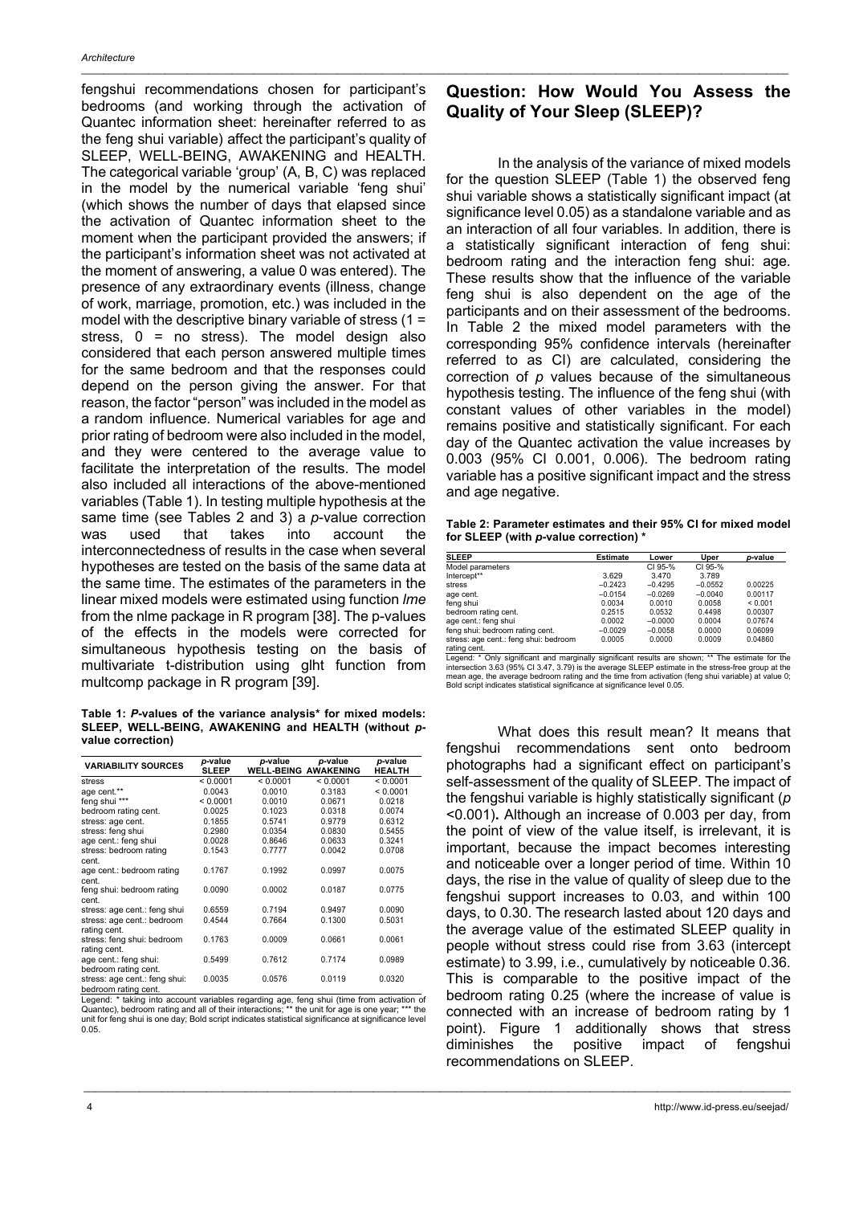fengshui recommendations chosen for participant's bedrooms (and working through the activation of Quantec information sheet: hereinafter referred to as the feng shui variable) affect the participant's quality of SLEEP, WELL-BEING, AWAKENING and HEALTH. The categorical variable 'group' (A, B, C) was replaced in the model by the numerical variable 'feng shui' (which shows the number of days that elapsed since the activation of Quantec information sheet to the moment when the participant provided the answers; if the participant's information sheet was not activated at the moment of answering, a value 0 was entered). The presence of any extraordinary events (illness, change of work, marriage, promotion, etc.) was included in the model with the descriptive binary variable of stress (1 = stress, 0 = no stress). The model design also considered that each person answered multiple times for the same bedroom and that the responses could depend on the person giving the answer. For that reason, the factor "person" was included in the model as a random influence. Numerical variables for age and prior rating of bedroom were also included in the model, and they were centered to the average value to facilitate the interpretation of the results. The model also included all interactions of the above-mentioned variables (Table 1). In testing multiple hypothesis at the same time (see Tables 2 and 3) a *p*-value correction was used that takes into account the interconnectedness of results in the case when several hypotheses are tested on the basis of the same data at the same time. The estimates of the parameters in the linear mixed models were estimated using function *lme* from the nlme package in R program [38]. The p-values of the effects in the models were corrected for simultaneous hypothesis testing on the basis of multivariate t-distribution using glht function from multcomp package in R program [39].

**Table 1: *P*-values of the variance analysis* for mixed models: SLEEP, WELL-BEING, AWAKENING and HEALTH (without *p*-value correction)**

| VARIABILITY SOURCES | *p*-value SLEEP | *p*-value WELL-BEING | *p*-value AWAKENING | *p*-value HEALTH |
|---|---|---|---|---|
| stress | **< 0.0001** | **< 0.0001** | **< 0.0001** | **< 0.0001** |
| age cent.** | **0.0043** | **0.0010** | 0.3183 | **< 0.0001** |
| feng shui *** | **< 0.0001** | **0.0010** | 0.0671 | **0.0218** |
| bedroom rating cent. | **0.0025** | 0.1023 | **0.0318** | **0.0074** |
| stress: age cent. | 0.1855 | 0.5741 | 0.9779 | 0.6312 |
| stress: feng shui | 0.2980 | **0.0354** | 0.0830 | 0.5455 |
| age cent.: feng shui | **0.0028** | 0.8646 | 0.0633 | 0.3241 |
| stress: bedroom rating cent. | 0.1543 | 0.7777 | **0.0042** | 0.0708 |
| age cent.: bedroom rating cent. | 0.1767 | 0.1992 | 0.0997 | **0.0075** |
| feng shui: bedroom rating cent. | **0.0090** | **0.0002** | **0.0187** | 0.0775 |
| stress: age cent.: feng shui | 0.6559 | 0.7194 | 0.9497 | **0.0090** |
| stress: age cent.: bedroom rating cent. | 0.4544 | 0.7664 | 0.1300 | 0.5031 |
| stress: feng shui: bedroom rating cent. | 0.1763 | **0.0009** | 0.0661 | **0.0061** |
| age cent.: feng shui: bedroom rating cent. | 0.5499 | 0.7612 | 0.7174 | 0.0989 |
| stress: age cent.: feng shui: bedroom rating cent. | **0.0035** | 0.0576 | **0.0119** | **0.0320** |

Legend: * taking into account variables regarding age, feng shui (time from activation of Quantec), bedroom rating and all of their interactions; ** the unit for age is one year; *** the unit for feng shui is one day; Bold script indicates statistical significance at significance level 0.05.

## Question: How Would You Assess the Quality of Your Sleep (SLEEP)?

In the analysis of the variance of mixed models for the question SLEEP (Table 1) the observed feng shui variable shows a statistically significant impact (at significance level 0.05) as a standalone variable and as an interaction of all four variables. In addition, there is a statistically significant interaction of feng shui: bedroom rating and the interaction feng shui: age. These results show that the influence of the variable feng shui is also dependent on the age of the participants and on their assessment of the bedrooms. In Table 2 the mixed model parameters with the corresponding 95% confidence intervals (hereinafter referred to as CI) are calculated, considering the correction of *p* values because of the simultaneous hypothesis testing. The influence of the feng shui (with constant values of other variables in the model) remains positive and statistically significant. For each day of the Quantec activation the value increases by 0.003 (95% CI 0.001, 0.006). The bedroom rating variable has a positive significant impact and the stress and age negative.

**Table 2: Parameter estimates and their 95% CI for mixed model for SLEEP (with *p*-value correction) ***

| SLEEP | Estimate | Lower | Uper | *p*-value |
|---|---|---|---|---|
| Model parameters | | CI 95-% | CI 95-% | |
| Intercept** | 3.629 | 3.470 | 3.789 | |
| stress | −0.2423 | −0.4295 | −0.0552 | **0.00225** |
| age cent. | −0.0154 | −0.0269 | −0.0040 | **0.00117** |
| feng shui | 0.0034 | 0.0010 | 0.0058 | **< 0.001** |
| bedroom rating cent. | 0.2515 | 0.0532 | 0.4498 | **0.00307** |
| age cent.: feng shui | 0.0002 | −0.0000 | 0.0004 | 0.07674 |
| feng shui: bedroom rating cent. | −0.0029 | −0.0058 | 0.0000 | 0.06099 |
| stress: age cent.: feng shui: bedroom rating cent. | 0.0005 | 0.0000 | 0.0009 | **0.04860** |

Legend: * Only significant and marginally significant results are shown; ** The estimate for the intersection 3.63 (95% CI 3.47, 3.79) is the average SLEEP estimate in the stress-free group at the mean age, the average bedroom rating and the time from activation (feng shui variable) at value 0; Bold script indicates statistical significance at significance level 0.05.

What does this result mean? It means that fengshui recommendations sent onto bedroom photographs had a significant effect on participant's self-assessment of the quality of SLEEP. The impact of the fengshui variable is highly statistically significant ($p$ <0.001)**.** Although an increase of 0.003 per day, from the point of view of the value itself, is irrelevant, it is important, because the impact becomes interesting and noticeable over a longer period of time. Within 10 days, the rise in the value of quality of sleep due to the fengshui support increases to 0.03, and within 100 days, to 0.30. The research lasted about 120 days and the average value of the estimated SLEEP quality in people without stress could rise from 3.63 (intercept estimate) to 3.99, i.e., cumulatively by noticeable 0.36. This is comparable to the positive impact of the bedroom rating 0.25 (where the increase of value is connected with an increase of bedroom rating by 1 point). Figure 1 additionally shows that stress diminishes the positive impact of fengshui recommendations on SLEEP.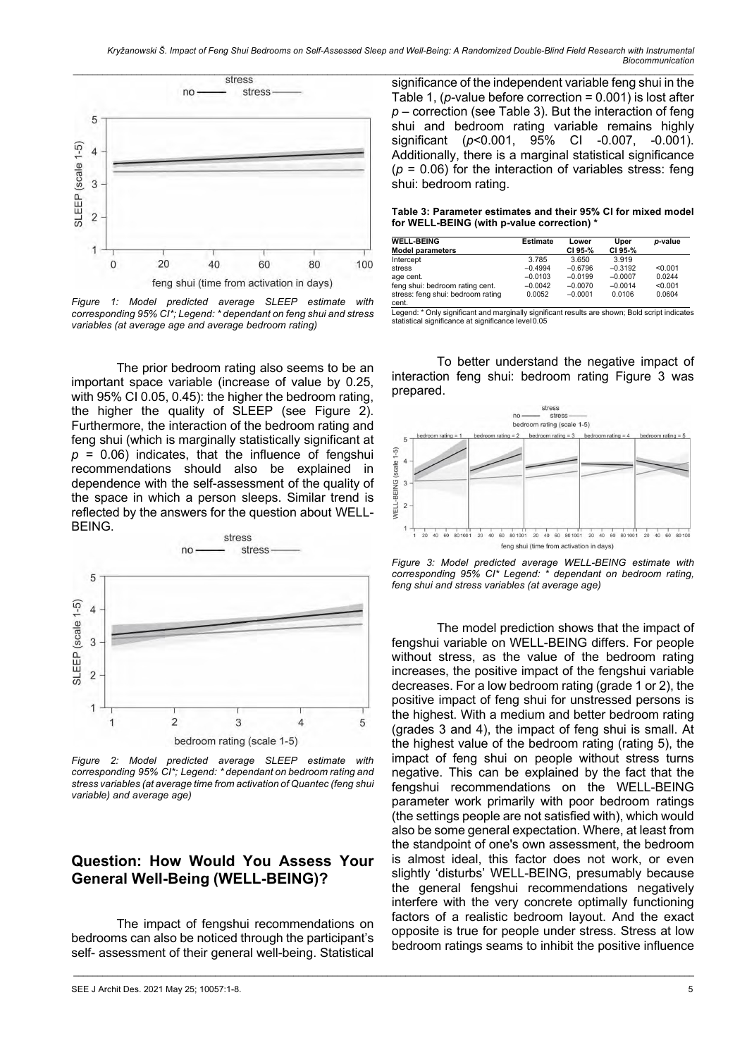Figure 1: Model predicted average SLEEP estimate with corresponding 95% CI*; Legend: * dependant on feng shui and stress variables (at average age and average bedroom rating)

The prior bedroom rating also seems to be an important space variable (increase of value by 0.25, with 95% CI 0.05, 0.45): the higher the bedroom rating, the higher the quality of SLEEP (see Figure 2). Furthermore, the interaction of the bedroom rating and feng shui (which is marginally statistically significant at $p$ = 0.06) indicates, that the influence of fengshui recommendations should also be explained in dependence with the self-assessment of the quality of the space in which a person sleeps. Similar trend is reflected by the answers for the question about WELL-BEING.

Figure 2: Model predicted average SLEEP estimate with corresponding 95% CI*; Legend: * dependant on bedroom rating and stress variables (at average time from activation of Quantec (feng shui variable) and average age)

## Question: How Would You Assess Your General Well-Being (WELL-BEING)?

The impact of fengshui recommendations on bedrooms can also be noticed through the participant's self- assessment of their general well-being. Statistical significance of the independent variable feng shui in the Table 1, ($p$-value before correction = 0.001) is lost after $p$ – correction (see Table 3). But the interaction of feng shui and bedroom rating variable remains highly significant ($p$<0.001, 95% CI -0.007, -0.001). Additionally, there is a marginal statistical significance ($p$ = 0.06) for the interaction of variables stress: feng shui: bedroom rating.

**Table 3: Parameter estimates and their 95% CI for mixed model for WELL-BEING (with p-value correction) ***

| WELL-BEING Model parameters | Estimate | Lower CI 95-% | Uper CI 95-% | p-value |
|---|---|---|---|---|
| Intercept | 3.785 | 3.650 | 3.919 | |
| stress | −0.4994 | −0.6796 | −0.3192 | <0.001 |
| age cent. | −0.0103 | −0.0199 | −0.0007 | 0.0244 |
| feng shui: bedroom rating cent. | −0.0042 | −0.0070 | −0.0014 | <0.001 |
| stress: feng shui: bedroom rating cent. | 0.0052 | −0.0001 | 0.0106 | 0.0604 |

Legend: * Only significant and marginally significant results are shown; Bold script indicates statistical significance at significance level 0.05

To better understand the negative impact of interaction feng shui: bedroom rating Figure 3 was prepared.

Figure 3: Model predicted average WELL-BEING estimate with corresponding 95% CI* Legend: * dependant on bedroom rating, feng shui and stress variables (at average age)

The model prediction shows that the impact of fengshui variable on WELL-BEING differs. For people without stress, as the value of the bedroom rating increases, the positive impact of the fengshui variable decreases. For a low bedroom rating (grade 1 or 2), the positive impact of feng shui for unstressed persons is the highest. With a medium and better bedroom rating (grades 3 and 4), the impact of feng shui is small. At the highest value of the bedroom rating (rating 5), the impact of feng shui on people without stress turns negative. This can be explained by the fact that the fengshui recommendations on the WELL-BEING parameter work primarily with poor bedroom ratings (the settings people are not satisfied with), which would also be some general expectation. Where, at least from the standpoint of one's own assessment, the bedroom is almost ideal, this factor does not work, or even slightly 'disturbs' WELL-BEING, presumably because the general fengshui recommendations negatively interfere with the very concrete optimally functioning factors of a realistic bedroom layout. And the exact opposite is true for people under stress. Stress at low bedroom ratings seams to inhibit the positive influence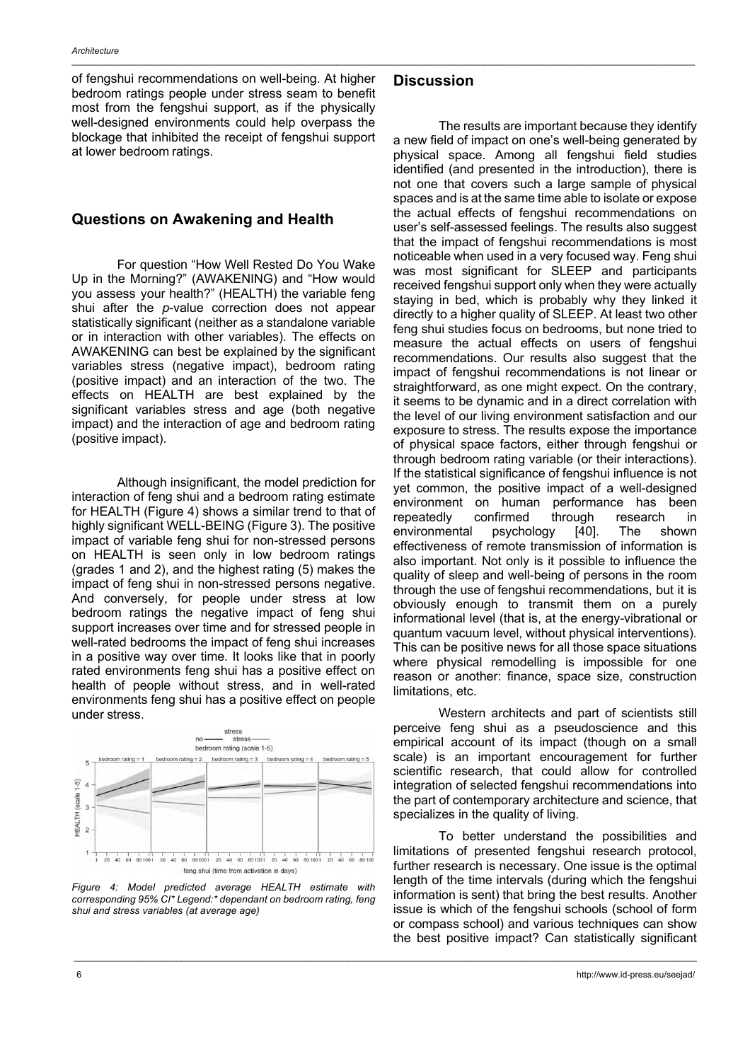of fengshui recommendations on well-being. At higher bedroom ratings people under stress seam to benefit most from the fengshui support, as if the physically well-designed environments could help overpass the blockage that inhibited the receipt of fengshui support at lower bedroom ratings.

## Questions on Awakening and Health

For question "How Well Rested Do You Wake Up in the Morning?" (AWAKENING) and "How would you assess your health?" (HEALTH) the variable feng shui after the *p*-value correction does not appear statistically significant (neither as a standalone variable or in interaction with other variables). The effects on AWAKENING can best be explained by the significant variables stress (negative impact), bedroom rating (positive impact) and an interaction of the two. The effects on HEALTH are best explained by the significant variables stress and age (both negative impact) and the interaction of age and bedroom rating (positive impact).

Although insignificant, the model prediction for interaction of feng shui and a bedroom rating estimate for HEALTH (Figure 4) shows a similar trend to that of highly significant WELL-BEING (Figure 3). The positive impact of variable feng shui for non-stressed persons on HEALTH is seen only in low bedroom ratings (grades 1 and 2), and the highest rating (5) makes the impact of feng shui in non-stressed persons negative. And conversely, for people under stress at low bedroom ratings the negative impact of feng shui support increases over time and for stressed people in well-rated bedrooms the impact of feng shui increases in a positive way over time. It looks like that in poorly rated environments feng shui has a positive effect on health of people without stress, and in well-rated environments feng shui has a positive effect on people under stress.

*Figure 4: Model predicted average HEALTH estimate with corresponding 95% CI\* Legend:\* dependant on bedroom rating, feng shui and stress variables (at average age)*

## Discussion

The results are important because they identify a new field of impact on one's well-being generated by physical space. Among all fengshui field studies identified (and presented in the introduction), there is not one that covers such a large sample of physical spaces and is at the same time able to isolate or expose the actual effects of fengshui recommendations on user's self-assessed feelings. The results also suggest that the impact of fengshui recommendations is most noticeable when used in a very focused way. Feng shui was most significant for SLEEP and participants received fengshui support only when they were actually staying in bed, which is probably why they linked it directly to a higher quality of SLEEP. At least two other feng shui studies focus on bedrooms, but none tried to measure the actual effects on users of fengshui recommendations. Our results also suggest that the impact of fengshui recommendations is not linear or straightforward, as one might expect. On the contrary, it seems to be dynamic and in a direct correlation with the level of our living environment satisfaction and our exposure to stress. The results expose the importance of physical space factors, either through fengshui or through bedroom rating variable (or their interactions). If the statistical significance of fengshui influence is not yet common, the positive impact of a well-designed environment on human performance has been repeatedly confirmed through research in environmental psychology [40]. The shown effectiveness of remote transmission of information is also important. Not only is it possible to influence the quality of sleep and well-being of persons in the room through the use of fengshui recommendations, but it is obviously enough to transmit them on a purely informational level (that is, at the energy-vibrational or quantum vacuum level, without physical interventions). This can be positive news for all those space situations where physical remodelling is impossible for one reason or another: finance, space size, construction limitations, etc.

Western architects and part of scientists still perceive feng shui as a pseudoscience and this empirical account of its impact (though on a small scale) is an important encouragement for further scientific research, that could allow for controlled integration of selected fengshui recommendations into the part of contemporary architecture and science, that specializes in the quality of living.

To better understand the possibilities and limitations of presented fengshui research protocol, further research is necessary. One issue is the optimal length of the time intervals (during which the fengshui information is sent) that bring the best results. Another issue is which of the fengshui schools (school of form or compass school) and various techniques can show the best positive impact? Can statistically significant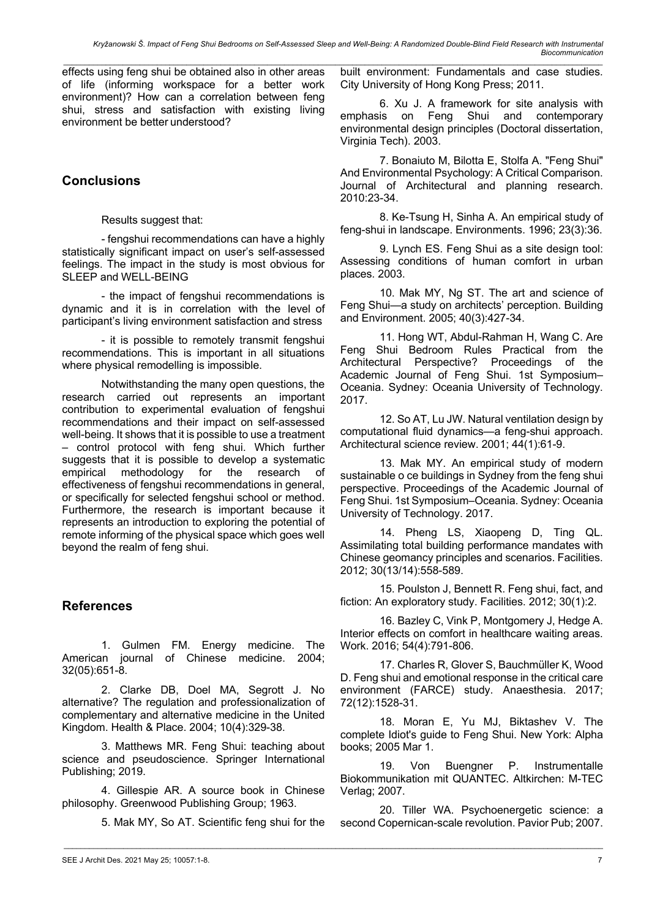effects using feng shui be obtained also in other areas of life (informing workspace for a better work environment)? How can a correlation between feng shui, stress and satisfaction with existing living environment be better understood?

## Conclusions

Results suggest that:

- fengshui recommendations can have a highly statistically significant impact on user's self-assessed feelings. The impact in the study is most obvious for SLEEP and WELL-BEING

- the impact of fengshui recommendations is dynamic and it is in correlation with the level of participant's living environment satisfaction and stress

- it is possible to remotely transmit fengshui recommendations. This is important in all situations where physical remodelling is impossible.

Notwithstanding the many open questions, the research carried out represents an important contribution to experimental evaluation of fengshui recommendations and their impact on self-assessed well-being. It shows that it is possible to use a treatment – control protocol with feng shui. Which further suggests that it is possible to develop a systematic empirical methodology for the research of effectiveness of fengshui recommendations in general, or specifically for selected fengshui school or method. Furthermore, the research is important because it represents an introduction to exploring the potential of remote informing of the physical space which goes well beyond the realm of feng shui.

## References

1. Gulmen FM. Energy medicine. The American journal of Chinese medicine. 2004; 32(05):651-8.

2. Clarke DB, Doel MA, Segrott J. No alternative? The regulation and professionalization of complementary and alternative medicine in the United Kingdom. Health & Place. 2004; 10(4):329-38.

3. Matthews MR. Feng Shui: teaching about science and pseudoscience. Springer International Publishing; 2019.

4. Gillespie AR. A source book in Chinese philosophy. Greenwood Publishing Group; 1963.

5. Mak MY, So AT. Scientific feng shui for the built environment: Fundamentals and case studies. City University of Hong Kong Press; 2011.

6. Xu J. A framework for site analysis with emphasis on Feng Shui and contemporary environmental design principles (Doctoral dissertation, Virginia Tech). 2003.

7. Bonaiuto M, Bilotta E, Stolfa A. "Feng Shui" And Environmental Psychology: A Critical Comparison. Journal of Architectural and planning research. 2010:23-34.

8. Ke-Tsung H, Sinha A. An empirical study of feng-shui in landscape. Environments. 1996; 23(3):36.

9. Lynch ES. Feng Shui as a site design tool: Assessing conditions of human comfort in urban places. 2003.

10. Mak MY, Ng ST. The art and science of Feng Shui—a study on architects' perception. Building and Environment. 2005; 40(3):427-34.

11. Hong WT, Abdul-Rahman H, Wang C. Are Feng Shui Bedroom Rules Practical from the Architectural Perspective? Proceedings of the Academic Journal of Feng Shui. 1st Symposium–Oceania. Sydney: Oceania University of Technology. 2017.

12. So AT, Lu JW. Natural ventilation design by computational fluid dynamics—a feng-shui approach. Architectural science review. 2001; 44(1):61-9.

13. Mak MY. An empirical study of modern sustainable o ce buildings in Sydney from the feng shui perspective. Proceedings of the Academic Journal of Feng Shui. 1st Symposium–Oceania. Sydney: Oceania University of Technology. 2017.

14. Pheng LS, Xiaopeng D, Ting QL. Assimilating total building performance mandates with Chinese geomancy principles and scenarios. Facilities. 2012; 30(13/14):558-589.

15. Poulston J, Bennett R. Feng shui, fact, and fiction: An exploratory study. Facilities. 2012; 30(1):2.

16. Bazley C, Vink P, Montgomery J, Hedge A. Interior effects on comfort in healthcare waiting areas. Work. 2016; 54(4):791-806.

17. Charles R, Glover S, Bauchmüller K, Wood D. Feng shui and emotional response in the critical care environment (FARCE) study. Anaesthesia. 2017; 72(12):1528-31.

18. Moran E, Yu MJ, Biktashev V. The complete Idiot's guide to Feng Shui. New York: Alpha books; 2005 Mar 1.

19. Von Buengner P. Instrumentalle Biokommunikation mit QUANTEC. Altkirchen: M-TEC Verlag; 2007.

20. Tiller WA. Psychoenergetic science: a second Copernican-scale revolution. Pavior Pub; 2007.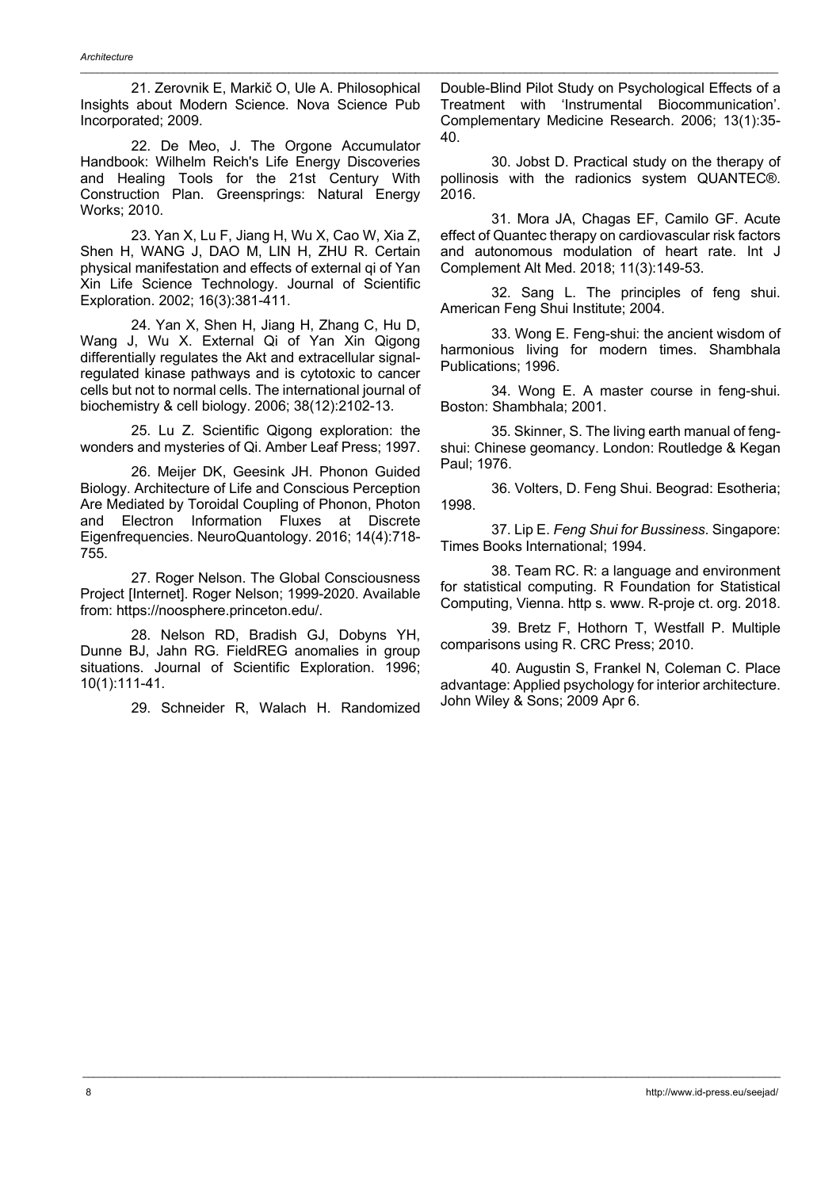21. Zerovnik E, Markič O, Ule A. Philosophical Insights about Modern Science. Nova Science Pub Incorporated; 2009.

22. De Meo, J. The Orgone Accumulator Handbook: Wilhelm Reich's Life Energy Discoveries and Healing Tools for the 21st Century With Construction Plan. Greensprings: Natural Energy Works; 2010.

23. Yan X, Lu F, Jiang H, Wu X, Cao W, Xia Z, Shen H, WANG J, DAO M, LIN H, ZHU R. Certain physical manifestation and effects of external qi of Yan Xin Life Science Technology. Journal of Scientific Exploration. 2002; 16(3):381-411.

24. Yan X, Shen H, Jiang H, Zhang C, Hu D, Wang J, Wu X. External Qi of Yan Xin Qigong differentially regulates the Akt and extracellular signal-regulated kinase pathways and is cytotoxic to cancer cells but not to normal cells. The international journal of biochemistry & cell biology. 2006; 38(12):2102-13.

25. Lu Z. Scientific Qigong exploration: the wonders and mysteries of Qi. Amber Leaf Press; 1997.

26. Meijer DK, Geesink JH. Phonon Guided Biology. Architecture of Life and Conscious Perception Are Mediated by Toroidal Coupling of Phonon, Photon and Electron Information Fluxes at Discrete Eigenfrequencies. NeuroQuantology. 2016; 14(4):718-755.

27. Roger Nelson. The Global Consciousness Project [Internet]. Roger Nelson; 1999-2020. Available from: https://noosphere.princeton.edu/.

28. Nelson RD, Bradish GJ, Dobyns YH, Dunne BJ, Jahn RG. FieldREG anomalies in group situations. Journal of Scientific Exploration. 1996; 10(1):111-41.

29. Schneider R, Walach H. Randomized Double-Blind Pilot Study on Psychological Effects of a Treatment with 'Instrumental Biocommunication'. Complementary Medicine Research. 2006; 13(1):35-40.

30. Jobst D. Practical study on the therapy of pollinosis with the radionics system QUANTEC®. 2016.

31. Mora JA, Chagas EF, Camilo GF. Acute effect of Quantec therapy on cardiovascular risk factors and autonomous modulation of heart rate. Int J Complement Alt Med. 2018; 11(3):149-53.

32. Sang L. The principles of feng shui. American Feng Shui Institute; 2004.

33. Wong E. Feng-shui: the ancient wisdom of harmonious living for modern times. Shambhala Publications; 1996.

34. Wong E. A master course in feng-shui. Boston: Shambhala; 2001.

35. Skinner, S. The living earth manual of feng-shui: Chinese geomancy. London: Routledge & Kegan Paul; 1976.

36. Volters, D. Feng Shui. Beograd: Esotheria; 1998.

37. Lip E. *Feng Shui for Bussiness*. Singapore: Times Books International; 1994.

38. Team RC. R: a language and environment for statistical computing. R Foundation for Statistical Computing, Vienna. http s. www. R-proje ct. org. 2018.

39. Bretz F, Hothorn T, Westfall P. Multiple comparisons using R. CRC Press; 2010.

40. Augustin S, Frankel N, Coleman C. Place advantage: Applied psychology for interior architecture. John Wiley & Sons; 2009 Apr 6.